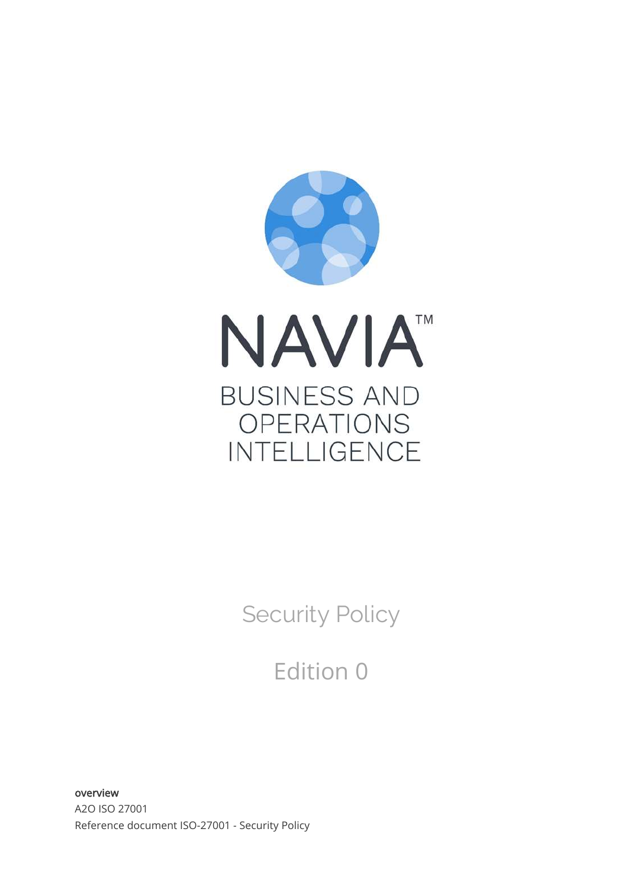NAVIA™

BUSINESS AND OPERATIONS INTELLIGENCE

# Security Policy

## Edition 0

**overview**

A2O ISO 27001

Reference document ISO-27001 - Security Policy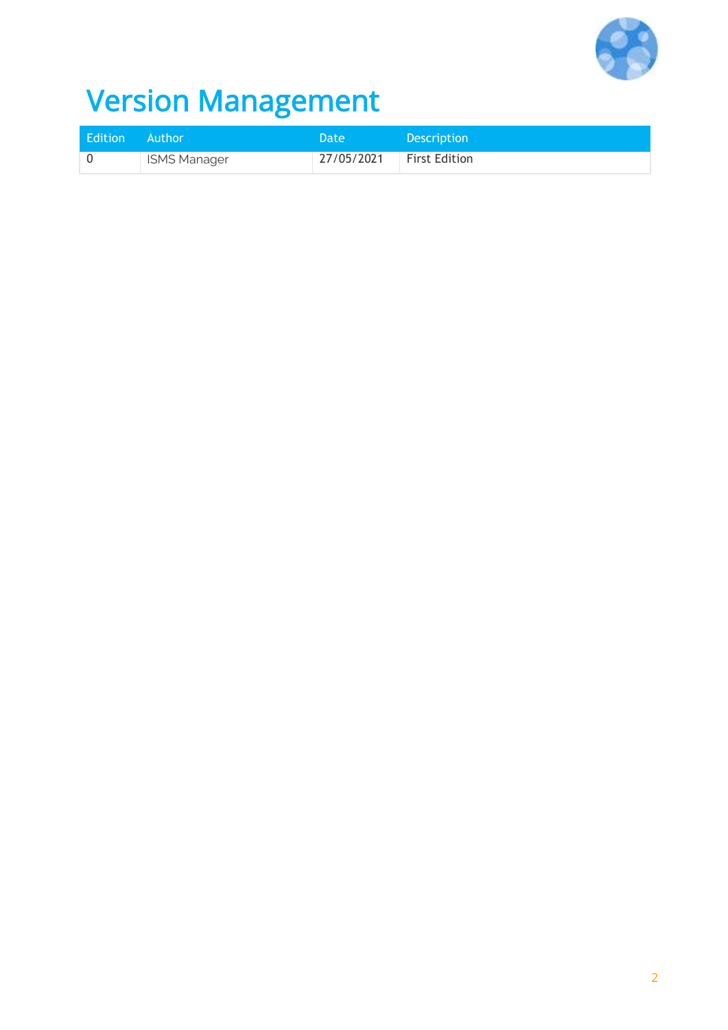# Version Management

| Edition | Author | Date | Description |
| --- | --- | --- | --- |
| 0 | ISMS Manager | 27/05/2021 | First Edition |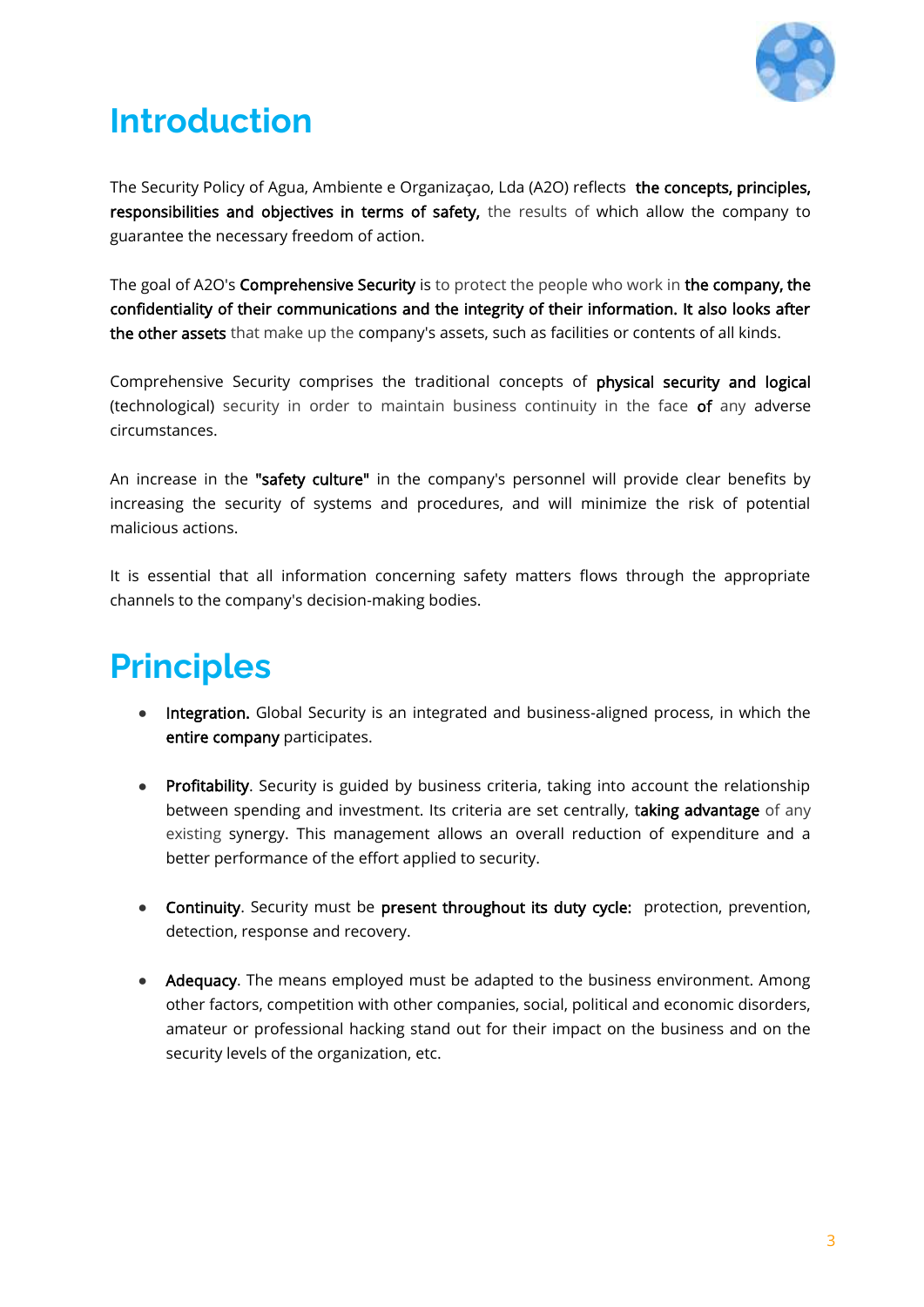# Introduction

The Security Policy of Agua, Ambiente e Organizaçao, Lda (A2O) reflects the concepts, principles, responsibilities and objectives in terms of safety, the results of which allow the company to guarantee the necessary freedom of action.

The goal of A2O's Comprehensive Security is to protect the people who work in the company, the confidentiality of their communications and the integrity of their information. It also looks after the other assets that make up the company's assets, such as facilities or contents of all kinds.

Comprehensive Security comprises the traditional concepts of physical security and logical (technological) security in order to maintain business continuity in the face of any adverse circumstances.

An increase in the "safety culture" in the company's personnel will provide clear benefits by increasing the security of systems and procedures, and will minimize the risk of potential malicious actions.

It is essential that all information concerning safety matters flows through the appropriate channels to the company's decision-making bodies.

# Principles

- Integration. Global Security is an integrated and business-aligned process, in which the entire company participates.
- Profitability. Security is guided by business criteria, taking into account the relationship between spending and investment. Its criteria are set centrally, taking advantage of any existing synergy. This management allows an overall reduction of expenditure and a better performance of the effort applied to security.
- Continuity. Security must be present throughout its duty cycle: protection, prevention, detection, response and recovery.
- Adequacy. The means employed must be adapted to the business environment. Among other factors, competition with other companies, social, political and economic disorders, amateur or professional hacking stand out for their impact on the business and on the security levels of the organization, etc.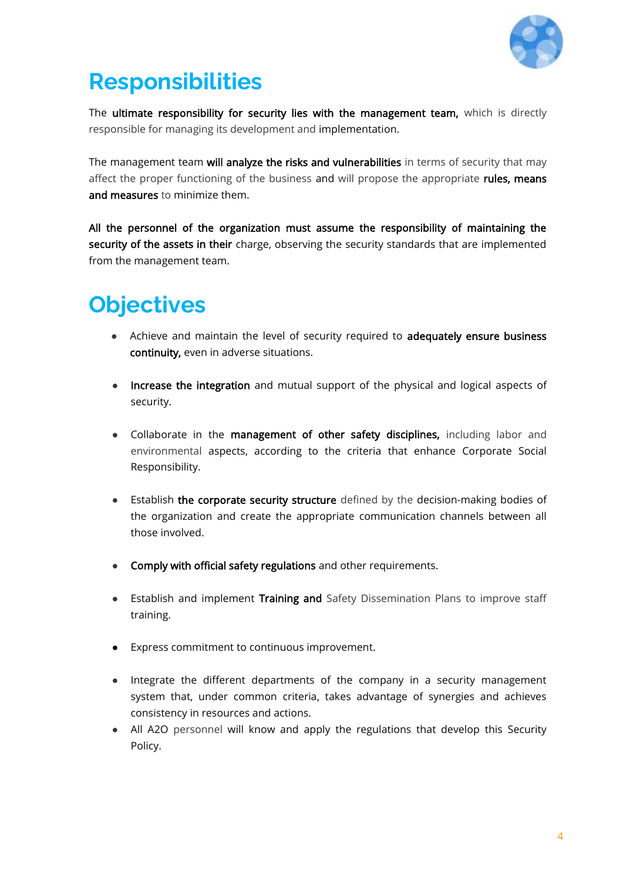# Responsibilities

The **ultimate responsibility for security lies with the management team,** which is directly responsible for managing its development and implementation.

The management team **will analyze the risks and vulnerabilities** in terms of security that may affect the proper functioning of the business and will propose the appropriate **rules, means and measures** to minimize them.

**All the personnel of the organization must assume the responsibility of maintaining the security of the assets in their** charge, observing the security standards that are implemented from the management team.

# Objectives

- Achieve and maintain the level of security required to **adequately ensure business continuity,** even in adverse situations.
- **Increase the integration** and mutual support of the physical and logical aspects of security.
- Collaborate in the **management of other safety disciplines,** including labor and environmental aspects, according to the criteria that enhance Corporate Social Responsibility.
- Establish **the corporate security structure** defined by the decision-making bodies of the organization and create the appropriate communication channels between all those involved.
- **Comply with official safety regulations** and other requirements.
- Establish and implement **Training and** Safety Dissemination Plans to improve staff training.
- Express commitment to continuous improvement.
- Integrate the different departments of the company in a security management system that, under common criteria, takes advantage of synergies and achieves consistency in resources and actions.
- All A2O personnel will know and apply the regulations that develop this Security Policy.